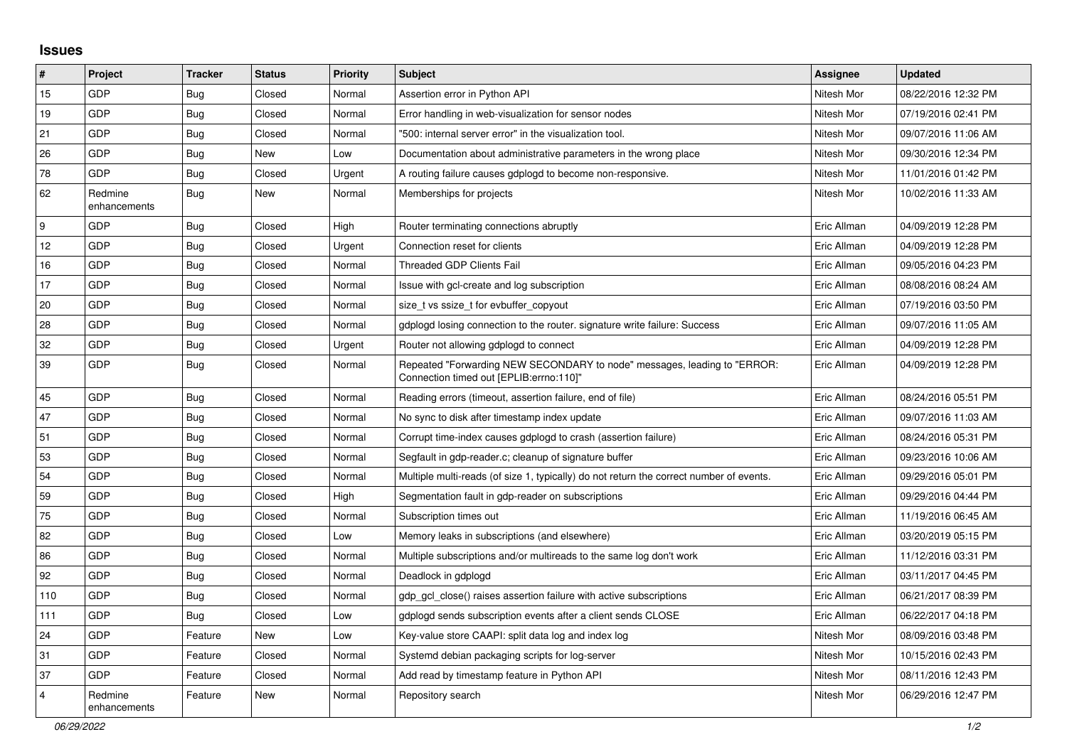## Issues

| # | Project | Tracker | Status | Priority | Subject | Assignee | Updated |
|---|---|---|---|---|---|---|---|
| 15 | GDP | Bug | Closed | Normal | Assertion error in Python API | Nitesh Mor | 08/22/2016 12:32 PM |
| 19 | GDP | Bug | Closed | Normal | Error handling in web-visualization for sensor nodes | Nitesh Mor | 07/19/2016 02:41 PM |
| 21 | GDP | Bug | Closed | Normal | "500: internal server error" in the visualization tool. | Nitesh Mor | 09/07/2016 11:06 AM |
| 26 | GDP | Bug | New | Low | Documentation about administrative parameters in the wrong place | Nitesh Mor | 09/30/2016 12:34 PM |
| 78 | GDP | Bug | Closed | Urgent | A routing failure causes gdplogd to become non-responsive. | Nitesh Mor | 11/01/2016 01:42 PM |
| 62 | Redmine enhancements | Bug | New | Normal | Memberships for projects | Nitesh Mor | 10/02/2016 11:33 AM |
| 9 | GDP | Bug | Closed | High | Router terminating connections abruptly | Eric Allman | 04/09/2019 12:28 PM |
| 12 | GDP | Bug | Closed | Urgent | Connection reset for clients | Eric Allman | 04/09/2019 12:28 PM |
| 16 | GDP | Bug | Closed | Normal | Threaded GDP Clients Fail | Eric Allman | 09/05/2016 04:23 PM |
| 17 | GDP | Bug | Closed | Normal | Issue with gcl-create and log subscription | Eric Allman | 08/08/2016 08:24 AM |
| 20 | GDP | Bug | Closed | Normal | size_t vs ssize_t for evbuffer_copyout | Eric Allman | 07/19/2016 03:50 PM |
| 28 | GDP | Bug | Closed | Normal | gdplogd losing connection to the router. signature write failure: Success | Eric Allman | 09/07/2016 11:05 AM |
| 32 | GDP | Bug | Closed | Urgent | Router not allowing gdplogd to connect | Eric Allman | 04/09/2019 12:28 PM |
| 39 | GDP | Bug | Closed | Normal | Repeated "Forwarding NEW SECONDARY to node" messages, leading to "ERROR: Connection timed out [EPLIB:errno:110]" | Eric Allman | 04/09/2019 12:28 PM |
| 45 | GDP | Bug | Closed | Normal | Reading errors (timeout, assertion failure, end of file) | Eric Allman | 08/24/2016 05:51 PM |
| 47 | GDP | Bug | Closed | Normal | No sync to disk after timestamp index update | Eric Allman | 09/07/2016 11:03 AM |
| 51 | GDP | Bug | Closed | Normal | Corrupt time-index causes gdplogd to crash (assertion failure) | Eric Allman | 08/24/2016 05:31 PM |
| 53 | GDP | Bug | Closed | Normal | Segfault in gdp-reader.c; cleanup of signature buffer | Eric Allman | 09/23/2016 10:06 AM |
| 54 | GDP | Bug | Closed | Normal | Multiple multi-reads (of size 1, typically) do not return the correct number of events. | Eric Allman | 09/29/2016 05:01 PM |
| 59 | GDP | Bug | Closed | High | Segmentation fault in gdp-reader on subscriptions | Eric Allman | 09/29/2016 04:44 PM |
| 75 | GDP | Bug | Closed | Normal | Subscription times out | Eric Allman | 11/19/2016 06:45 AM |
| 82 | GDP | Bug | Closed | Low | Memory leaks in subscriptions (and elsewhere) | Eric Allman | 03/20/2019 05:15 PM |
| 86 | GDP | Bug | Closed | Normal | Multiple subscriptions and/or multireads to the same log don't work | Eric Allman | 11/12/2016 03:31 PM |
| 92 | GDP | Bug | Closed | Normal | Deadlock in gdplogd | Eric Allman | 03/11/2017 04:45 PM |
| 110 | GDP | Bug | Closed | Normal | gdp_gcl_close() raises assertion failure with active subscriptions | Eric Allman | 06/21/2017 08:39 PM |
| 111 | GDP | Bug | Closed | Low | gdplogd sends subscription events after a client sends CLOSE | Eric Allman | 06/22/2017 04:18 PM |
| 24 | GDP | Feature | New | Low | Key-value store CAAPI: split data log and index log | Nitesh Mor | 08/09/2016 03:48 PM |
| 31 | GDP | Feature | Closed | Normal | Systemd debian packaging scripts for log-server | Nitesh Mor | 10/15/2016 02:43 PM |
| 37 | GDP | Feature | Closed | Normal | Add read by timestamp feature in Python API | Nitesh Mor | 08/11/2016 12:43 PM |
| 4 | Redmine enhancements | Feature | New | Normal | Repository search | Nitesh Mor | 06/29/2016 12:47 PM |

*06/29/2022*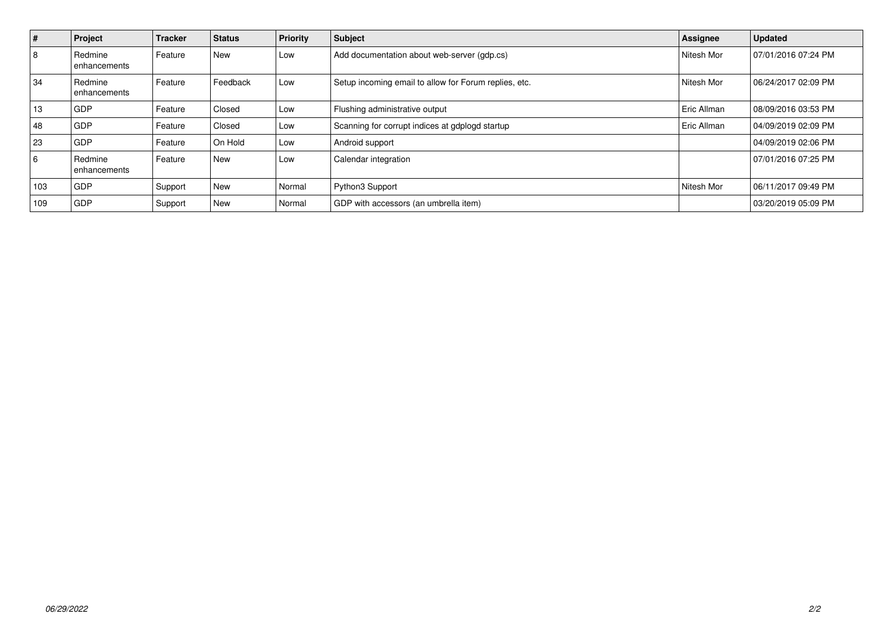| # | Project | Tracker | Status | Priority | Subject | Assignee | Updated |
|---|---|---|---|---|---|---|---|
| 8 | Redmine enhancements | Feature | New | Low | Add documentation about web-server (gdp.cs) | Nitesh Mor | 07/01/2016 07:24 PM |
| 34 | Redmine enhancements | Feature | Feedback | Low | Setup incoming email to allow for Forum replies, etc. | Nitesh Mor | 06/24/2017 02:09 PM |
| 13 | GDP | Feature | Closed | Low | Flushing administrative output | Eric Allman | 08/09/2016 03:53 PM |
| 48 | GDP | Feature | Closed | Low | Scanning for corrupt indices at gdplogd startup | Eric Allman | 04/09/2019 02:09 PM |
| 23 | GDP | Feature | On Hold | Low | Android support | | 04/09/2019 02:06 PM |
| 6 | Redmine enhancements | Feature | New | Low | Calendar integration | | 07/01/2016 07:25 PM |
| 103 | GDP | Support | New | Normal | Python3 Support | Nitesh Mor | 06/11/2017 09:49 PM |
| 109 | GDP | Support | New | Normal | GDP with accessors (an umbrella item) | | 03/20/2019 05:09 PM |